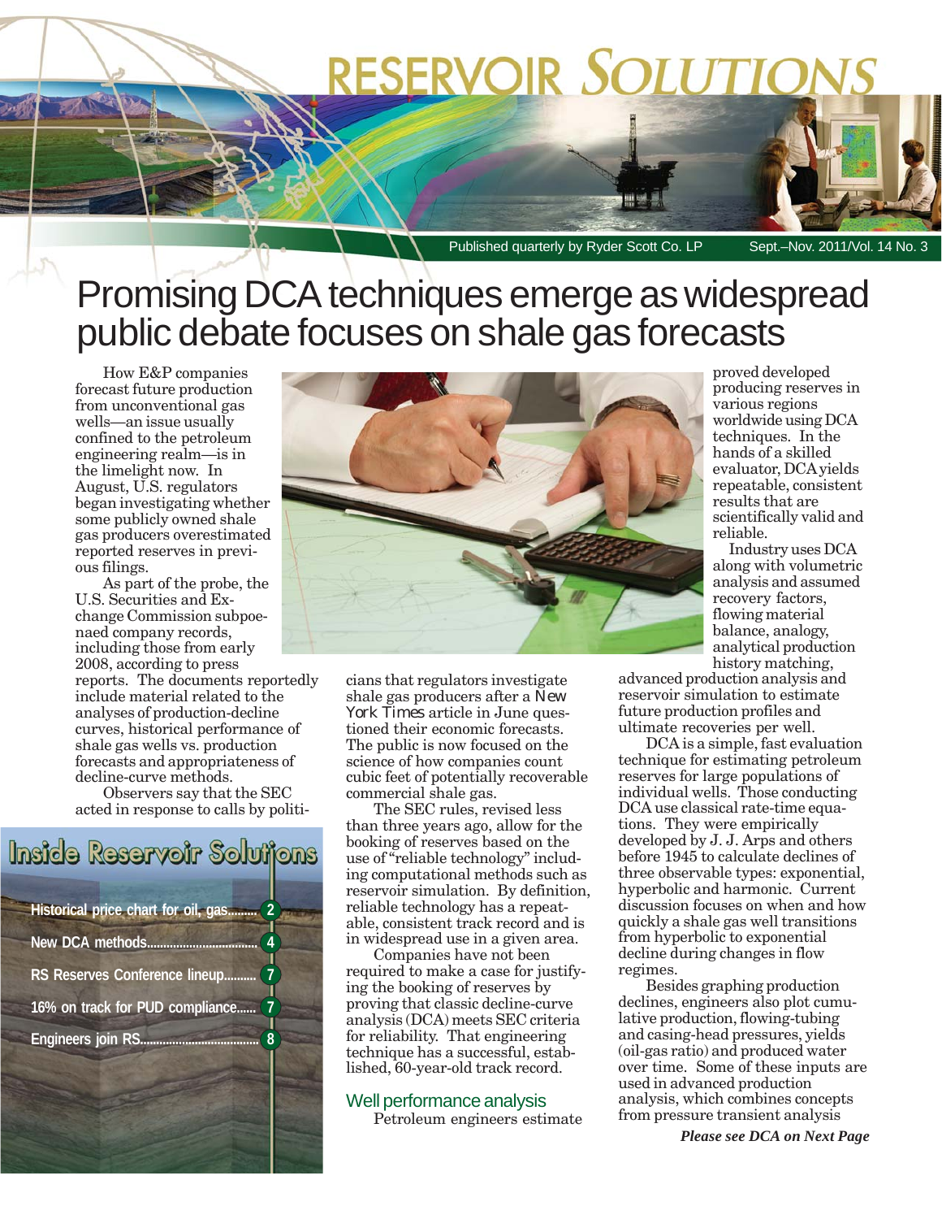# RESERVOIR SOLUTIONS

Published quarterly by Ryder Scott Co. LP — Sept.–Nov. 2011/Vol. 14 No. 3

# Promising DCA techniques emerge as widespread public debate focuses on shale gas forecasts

How E&P companies forecast future production from unconventional gas wells—an issue usually confined to the petroleum engineering realm—is in the limelight now. In August, U.S. regulators began investigating whether some publicly owned shale gas producers overestimated reported reserves in previous filings.

As part of the probe, the U.S. Securities and Exchange Commission subpoenaed company records, including those from early 2008, according to press reports. The documents reportedly include material related to the analyses of production-decline curves, historical performance of shale gas wells vs. production forecasts and appropriateness of decline-curve methods.

Observers say that the SEC acted in response to calls by politicians that regulators investigate shale gas producers after a *New York Times* article in June questioned their economic forecasts. The public is now focused on the science of how companies count cubic feet of potentially recoverable commercial shale gas.

The SEC rules, revised less than three years ago, allow for the booking of reserves based on the use of "reliable technology" including computational methods such as reservoir simulation. By definition, reliable technology has a repeatable, consistent track record and is in widespread use in a given area.

Companies have not been required to make a case for justifying the booking of reserves by proving that classic decline-curve analysis (DCA) meets SEC criteria for reliability. That engineering technique has a successful, established, 60-year-old track record.

## Well performance analysis

Petroleum engineers estimate proved developed producing reserves in various regions worldwide using DCA techniques. In the hands of a skilled evaluator, DCA yields repeatable, consistent results that are scientifically valid and reliable.

Industry uses DCA along with volumetric analysis and assumed recovery factors, flowing material balance, analogy, analytical production history matching, advanced production analysis and reservoir simulation to estimate future production profiles and ultimate recoveries per well.

DCA is a simple, fast evaluation technique for estimating petroleum reserves for large populations of individual wells. Those conducting DCA use classical rate-time equations. They were empirically developed by J. J. Arps and others before 1945 to calculate declines of three observable types: exponential, hyperbolic and harmonic. Current discussion focuses on when and how quickly a shale gas well transitions from hyperbolic to exponential decline during changes in flow regimes.

Besides graphing production declines, engineers also plot cumulative production, flowing-tubing and casing-head pressures, yields (oil-gas ratio) and produced water over time. Some of these inputs are used in advanced production analysis, which combines concepts from pressure transient analysis

***Please see DCA on Next Page***

## Inside Reservoir Solutions

- Historical price chart for oil, gas......... 2
- New DCA methods.................................. 4
- RS Reserves Conference lineup.......... 7
- 16% on track for PUD compliance...... 7
- Engineers join RS.................................. 8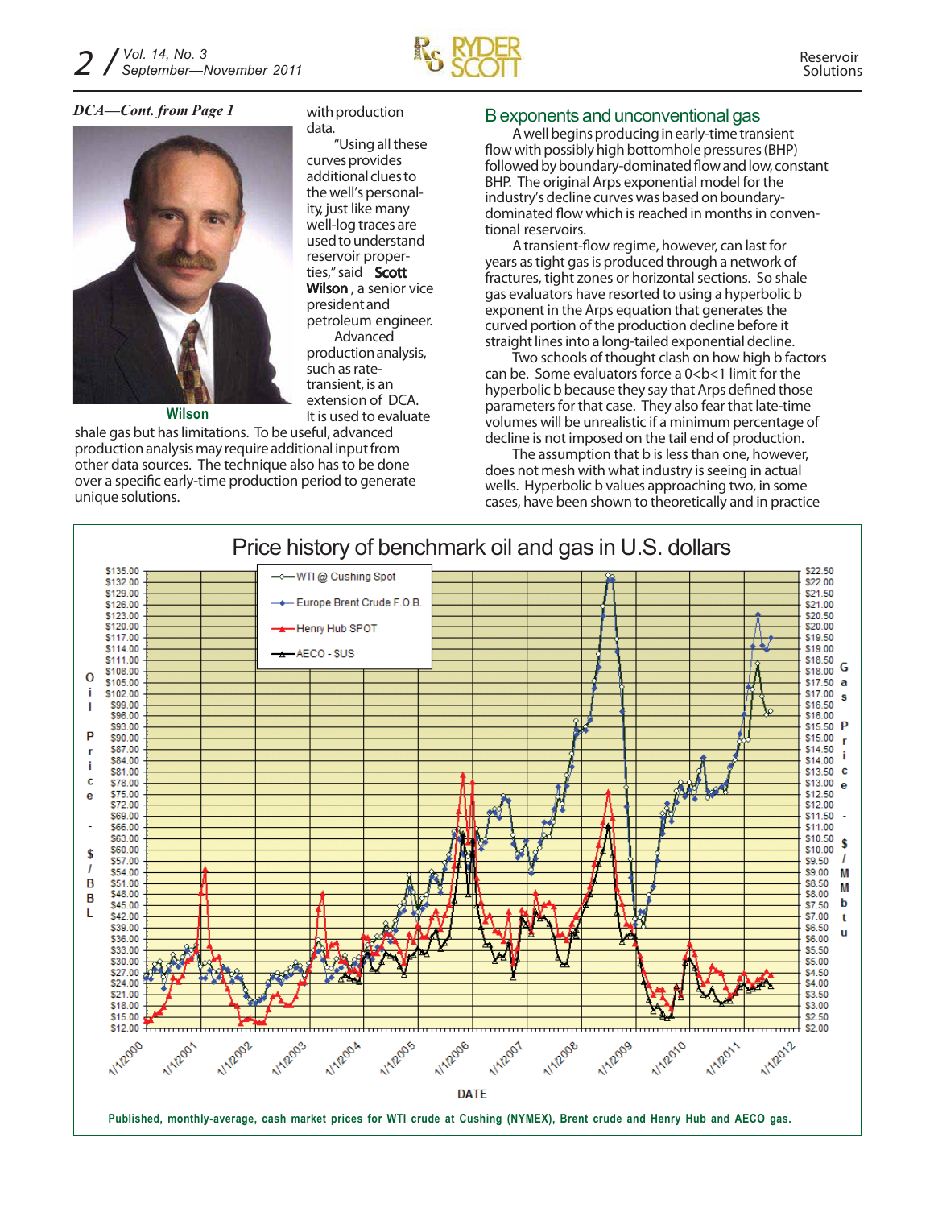*DCA—Cont. from Page 1*

Wilson

with production data.

"Using all these curves provides additional clues to the well's personality, just like many well-log traces are used to understand reservoir properties," said **Scott Wilson**, a senior vice president and petroleum engineer.

Advanced production analysis, such as rate-transient, is an extension of DCA. It is used to evaluate shale gas but has limitations. To be useful, advanced production analysis may require additional input from other data sources. The technique also has to be done over a specific early-time production period to generate unique solutions.

## B exponents and unconventional gas

A well begins producing in early-time transient flow with possibly high bottomhole pressures (BHP) followed by boundary-dominated flow and low, constant BHP. The original Arps exponential model for the industry's decline curves was based on boundary-dominated flow which is reached in months in conventional reservoirs.

A transient-flow regime, however, can last for years as tight gas is produced through a network of fractures, tight zones or horizontal sections. So shale gas evaluators have resorted to using a hyperbolic b exponent in the Arps equation that generates the curved portion of the production decline before it straight lines into a long-tailed exponential decline.

Two schools of thought clash on how high b factors can be. Some evaluators force a $0<b<1$ limit for the hyperbolic b because they say that Arps defined those parameters for that case. They also fear that late-time volumes will be unrealistic if a minimum percentage of decline is not imposed on the tail end of production.

The assumption that b is less than one, however, does not mesh with what industry is seeing in actual wells. Hyperbolic b values approaching two, in some cases, have been shown to theoretically and in practice

**Price history of benchmark oil and gas in U.S. dollars**

Published, monthly-average, cash market prices for WTI crude at Cushing (NYMEX), Brent crude and Henry Hub and AECO gas.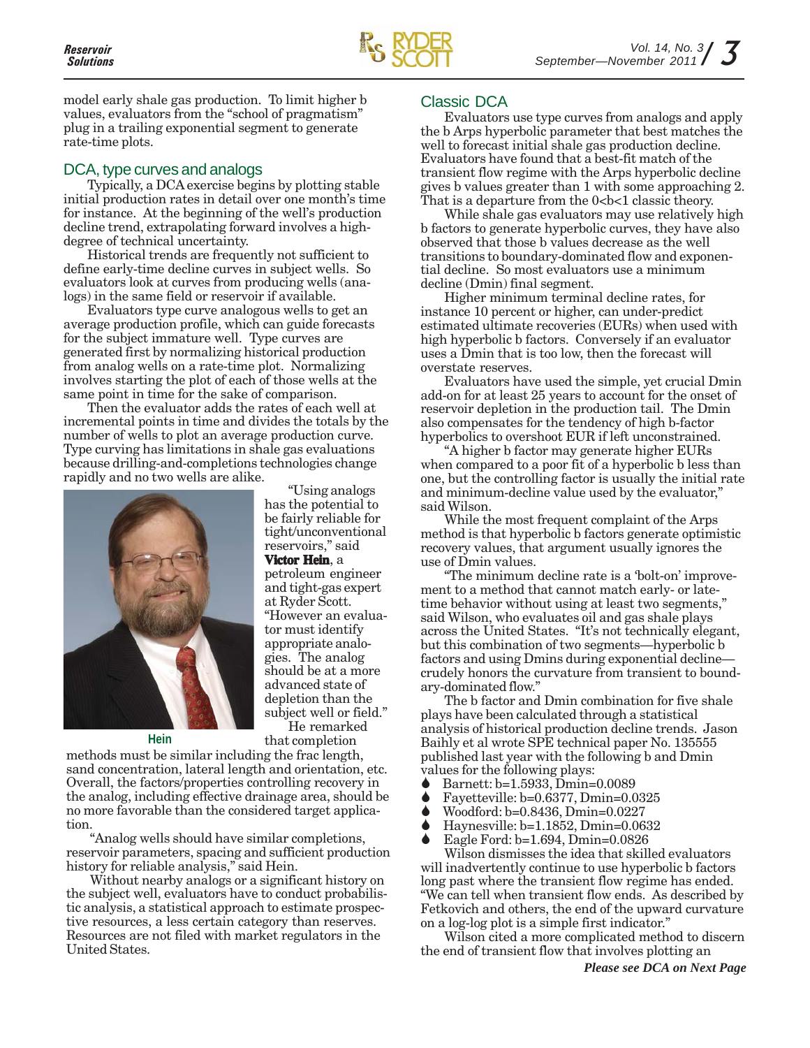model early shale gas production. To limit higher b values, evaluators from the "school of pragmatism" plug in a trailing exponential segment to generate rate-time plots.

## DCA, type curves and analogs

Typically, a DCA exercise begins by plotting stable initial production rates in detail over one month's time for instance. At the beginning of the well's production decline trend, extrapolating forward involves a high-degree of technical uncertainty.

Historical trends are frequently not sufficient to define early-time decline curves in subject wells. So evaluators look at curves from producing wells (analogs) in the same field or reservoir if available.

Evaluators type curve analogous wells to get an average production profile, which can guide forecasts for the subject immature well. Type curves are generated first by normalizing historical production from analog wells on a rate-time plot. Normalizing involves starting the plot of each of those wells at the same point in time for the sake of comparison.

Then the evaluator adds the rates of each well at incremental points in time and divides the totals by the number of wells to plot an average production curve. Type curving has limitations in shale gas evaluations because drilling-and-completions technologies change rapidly and no two wells are alike.

"Using analogs has the potential to be fairly reliable for tight/unconventional reservoirs," said **Victor Hein**, a petroleum engineer and tight-gas expert at Ryder Scott. "However an evaluator must identify appropriate analogies. The analog should be at a more advanced state of depletion than the subject well or field."

Hein

He remarked that completion methods must be similar including the frac length, sand concentration, lateral length and orientation, etc. Overall, the factors/properties controlling recovery in the analog, including effective drainage area, should be no more favorable than the considered target application.

"Analog wells should have similar completions, reservoir parameters, spacing and sufficient production history for reliable analysis," said Hein.

Without nearby analogs or a significant history on the subject well, evaluators have to conduct probabilistic analysis, a statistical approach to estimate prospective resources, a less certain category than reserves. Resources are not filed with market regulators in the United States.

## Classic DCA

Evaluators use type curves from analogs and apply the b Arps hyperbolic parameter that best matches the well to forecast initial shale gas production decline. Evaluators have found that a best-fit match of the transient flow regime with the Arps hyperbolic decline gives b values greater than 1 with some approaching 2. That is a departure from the $0<b<1$ classic theory.

While shale gas evaluators may use relatively high b factors to generate hyperbolic curves, they have also observed that those b values decrease as the well transitions to boundary-dominated flow and exponential decline. So most evaluators use a minimum decline (Dmin) final segment.

Higher minimum terminal decline rates, for instance 10 percent or higher, can under-predict estimated ultimate recoveries (EURs) when used with high hyperbolic b factors. Conversely if an evaluator uses a Dmin that is too low, then the forecast will overstate reserves.

Evaluators have used the simple, yet crucial Dmin add-on for at least 25 years to account for the onset of reservoir depletion in the production tail. The Dmin also compensates for the tendency of high b-factor hyperbolics to overshoot EUR if left unconstrained.

"A higher b factor may generate higher EURs when compared to a poor fit of a hyperbolic b less than one, but the controlling factor is usually the initial rate and minimum-decline value used by the evaluator," said Wilson.

While the most frequent complaint of the Arps method is that hyperbolic b factors generate optimistic recovery values, that argument usually ignores the use of Dmin values.

"The minimum decline rate is a 'bolt-on' improvement to a method that cannot match early- or late-time behavior without using at least two segments," said Wilson, who evaluates oil and gas shale plays across the United States. "It's not technically elegant, but this combination of two segments—hyperbolic b factors and using Dmins during exponential decline—crudely honors the curvature from transient to boundary-dominated flow."

The b factor and Dmin combination for five shale plays have been calculated through a statistical analysis of historical production decline trends. Jason Baihly et al wrote SPE technical paper No. 135555 published last year with the following b and Dmin values for the following plays:

- Barnett: b=1.5933, Dmin=0.0089
- Fayetteville: b=0.6377, Dmin=0.0325
- Woodford: b=0.8436, Dmin=0.0227
- Haynesville: b=1.1852, Dmin=0.0632
- Eagle Ford: b=1.694, Dmin=0.0826

Wilson dismisses the idea that skilled evaluators will inadvertently continue to use hyperbolic b factors long past where the transient flow regime has ended. "We can tell when transient flow ends. As described by Fetkovich and others, the end of the upward curvature on a log-log plot is a simple first indicator."

Wilson cited a more complicated method to discern the end of transient flow that involves plotting an

***Please see DCA on Next Page***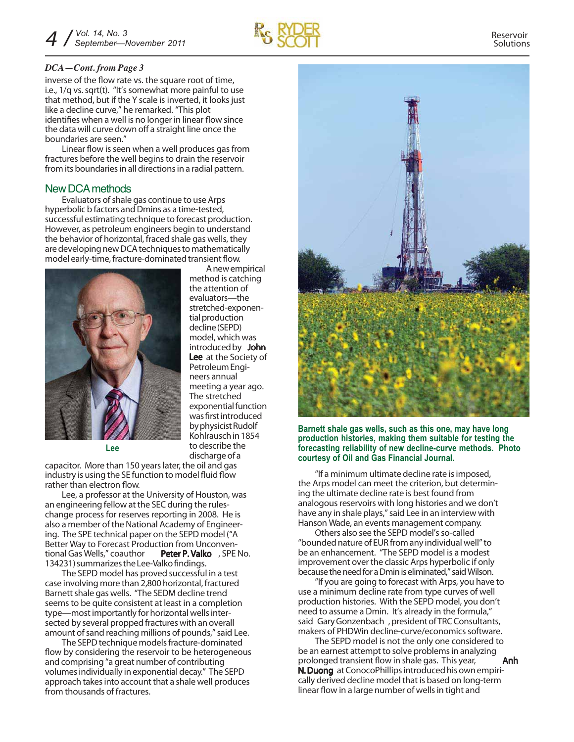*DCA—Cont. from Page 3*

inverse of the flow rate vs. the square root of time, i.e., 1/q vs. sqrt(t). "It's somewhat more painful to use that method, but if the Y scale is inverted, it looks just like a decline curve," he remarked. "This plot identifies when a well is no longer in linear flow since the data will curve down off a straight line once the boundaries are seen."

Linear flow is seen when a well produces gas from fractures before the well begins to drain the reservoir from its boundaries in all directions in a radial pattern.

## New DCA methods

Evaluators of shale gas continue to use Arps hyperbolic b factors and Dmins as a time-tested, successful estimating technique to forecast production. However, as petroleum engineers begin to understand the behavior of horizontal, fraced shale gas wells, they are developing new DCA techniques to mathematically model early-time, fracture-dominated transient flow.

Lee

A new empirical method is catching the attention of evaluators—the stretched-exponential production decline (SEPD) model, which was introduced by **John Lee** at the Society of Petroleum Engineers annual meeting a year ago. The stretched exponential function was first introduced by physicist Rudolf Kohlrausch in 1854 to describe the discharge of a capacitor. More than 150 years later, the oil and gas industry is using the SE function to model fluid flow rather than electron flow.

Lee, a professor at the University of Houston, was an engineering fellow at the SEC during the rules-change process for reserves reporting in 2008. He is also a member of the National Academy of Engineering. The SPE technical paper on the SEPD model ("A Better Way to Forecast Production from Unconventional Gas Wells," coauthor **Peter P. Valko**, SPE No. 134231) summarizes the Lee-Valko findings.

The SEPD model has proved successful in a test case involving more than 2,800 horizontal, fractured Barnett shale gas wells. "The SEDM decline trend seems to be quite consistent at least in a completion type—most importantly for horizontal wells intersected by several propped fractures with an overall amount of sand reaching millions of pounds," said Lee.

The SEPD technique models fracture-dominated flow by considering the reservoir to be heterogeneous and comprising "a great number of contributing volumes individually in exponential decay." The SEPD approach takes into account that a shale well produces from thousands of fractures.

**Barnett shale gas wells, such as this one, may have long production histories, making them suitable for testing the forecasting reliability of new decline-curve methods. Photo courtesy of Oil and Gas Financial Journal.**

"If a minimum ultimate decline rate is imposed, the Arps model can meet the criterion, but determining the ultimate decline rate is best found from analogous reservoirs with long histories and we don't have any in shale plays," said Lee in an interview with Hanson Wade, an events management company.

Others also see the SEPD model's so-called "bounded nature of EUR from any individual well" to be an enhancement. "The SEPD model is a modest improvement over the classic Arps hyperbolic if only because the need for a Dmin is eliminated," said Wilson.

"If you are going to forecast with Arps, you have to use a minimum decline rate from type curves of well production histories. With the SEPD model, you don't need to assume a Dmin. It's already in the formula," said Gary Gonzenbach, president of TRC Consultants, makers of PHDWin decline-curve/economics software.

The SEPD model is not the only one considered to be an earnest attempt to solve problems in analyzing prolonged transient flow in shale gas. This year, **Anh N. Duong** at ConocoPhillips introduced his own empirically derived decline model that is based on long-term linear flow in a large number of wells in tight and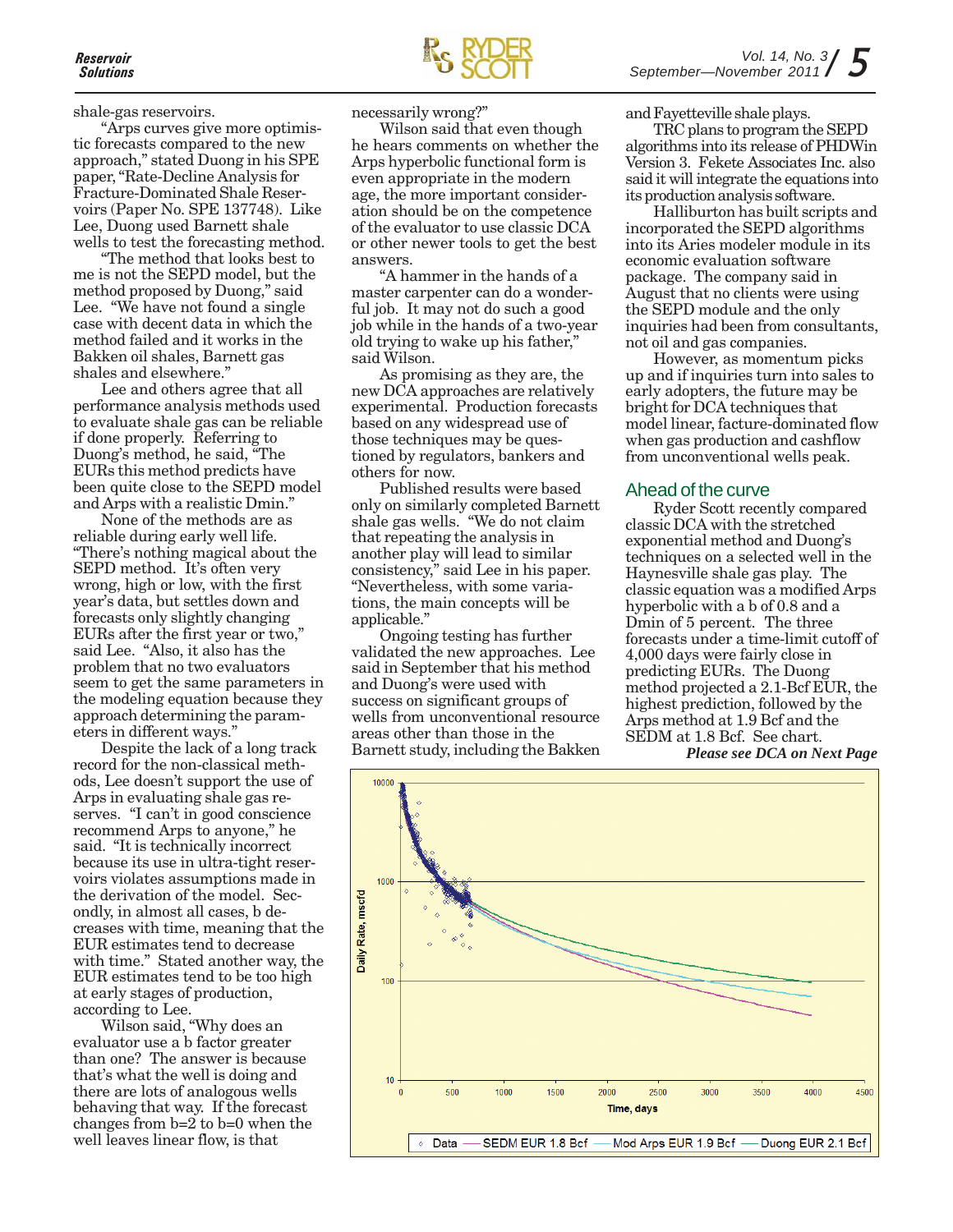shale-gas reservoirs.

"Arps curves give more optimistic forecasts compared to the new approach," stated Duong in his SPE paper, "Rate-Decline Analysis for Fracture-Dominated Shale Reservoirs (Paper No. SPE 137748). Like Lee, Duong used Barnett shale wells to test the forecasting method.

"The method that looks best to me is not the SEPD model, but the method proposed by Duong," said Lee. "We have not found a single case with decent data in which the method failed and it works in the Bakken oil shales, Barnett gas shales and elsewhere."

Lee and others agree that all performance analysis methods used to evaluate shale gas can be reliable if done properly. Referring to Duong's method, he said, "The EURs this method predicts have been quite close to the SEPD model and Arps with a realistic Dmin."

None of the methods are as reliable during early well life. "There's nothing magical about the SEPD method. It's often very wrong, high or low, with the first year's data, but settles down and forecasts only slightly changing EURs after the first year or two," said Lee. "Also, it also has the problem that no two evaluators seem to get the same parameters in the modeling equation because they approach determining the parameters in different ways."

Despite the lack of a long track record for the non-classical methods, Lee doesn't support the use of Arps in evaluating shale gas reserves. "I can't in good conscience recommend Arps to anyone," he said. "It is technically incorrect because its use in ultra-tight reservoirs violates assumptions made in the derivation of the model. Secondly, in almost all cases, b decreases with time, meaning that the EUR estimates tend to decrease with time." Stated another way, the EUR estimates tend to be too high at early stages of production, according to Lee.

Wilson said, "Why does an evaluator use a b factor greater than one? The answer is because that's what the well is doing and there are lots of analogous wells behaving that way. If the forecast changes from b=2 to b=0 when the well leaves linear flow, is that necessarily wrong?"

Wilson said that even though he hears comments on whether the Arps hyperbolic functional form is even appropriate in the modern age, the more important consideration should be on the competence of the evaluator to use classic DCA or other newer tools to get the best answers.

"A hammer in the hands of a master carpenter can do a wonderful job. It may not do such a good job when in the hands of a two-year old trying to wake up his father," said Wilson.

As promising as they are, the new DCA approaches are relatively experimental. Production forecasts based on any widespread use of those techniques may be questioned by regulators, bankers and others for now.

Published results were based only on similarly completed Barnett shale gas wells. "We do not claim that repeating the analysis in another play will lead to similar consistency," said Lee in his paper. "Nevertheless, with some variations, the main concepts will be applicable."

Ongoing testing has further validated the new approaches. Lee said in September that his method and Duong's were used with success on significant groups of wells from unconventional resource areas other than those in the Barnett study, including the Bakken and Fayetteville shale plays.

TRC plans to program the SEPD algorithms into its release of PHDWin Version 3. Fekete Associates Inc. also said it will integrate the equations into its production analysis software.

Halliburton has built scripts and incorporated the SEPD algorithms into its Aries modeler module in its economic evaluation software package. The company said in August that no clients were using the SEPD module and the only inquiries had been from consultants, not oil and gas companies.

However, as momentum picks up and if inquiries turn into sales to early adopters, the future may be bright for DCA techniques that model linear, facture-dominated flow when gas production and cashflow from unconventional wells peak.

## Ahead of the curve

Ryder Scott recently compared classic DCA with the stretched exponential method and Duong's techniques on a selected well in the Haynesville shale gas play. The classic equation was a modified Arps hyperbolic with a b of 0.8 and a Dmin of 5 percent. The three forecasts under a time-limit cutoff of 4,000 days were fairly close in predicting EURs. The Duong method projected a 2.1-Bcf EUR, the highest prediction, followed by the Arps method at 1.9 Bcf and the SEDM at 1.8 Bcf. See chart.

***Please see DCA on Next Page***

Daily Rate, mscfd vs. Time, days — Legend: Data; SEDM EUR 1.8 Bcf; Mod Arps EUR 1.9 Bcf; Duong EUR 2.1 Bcf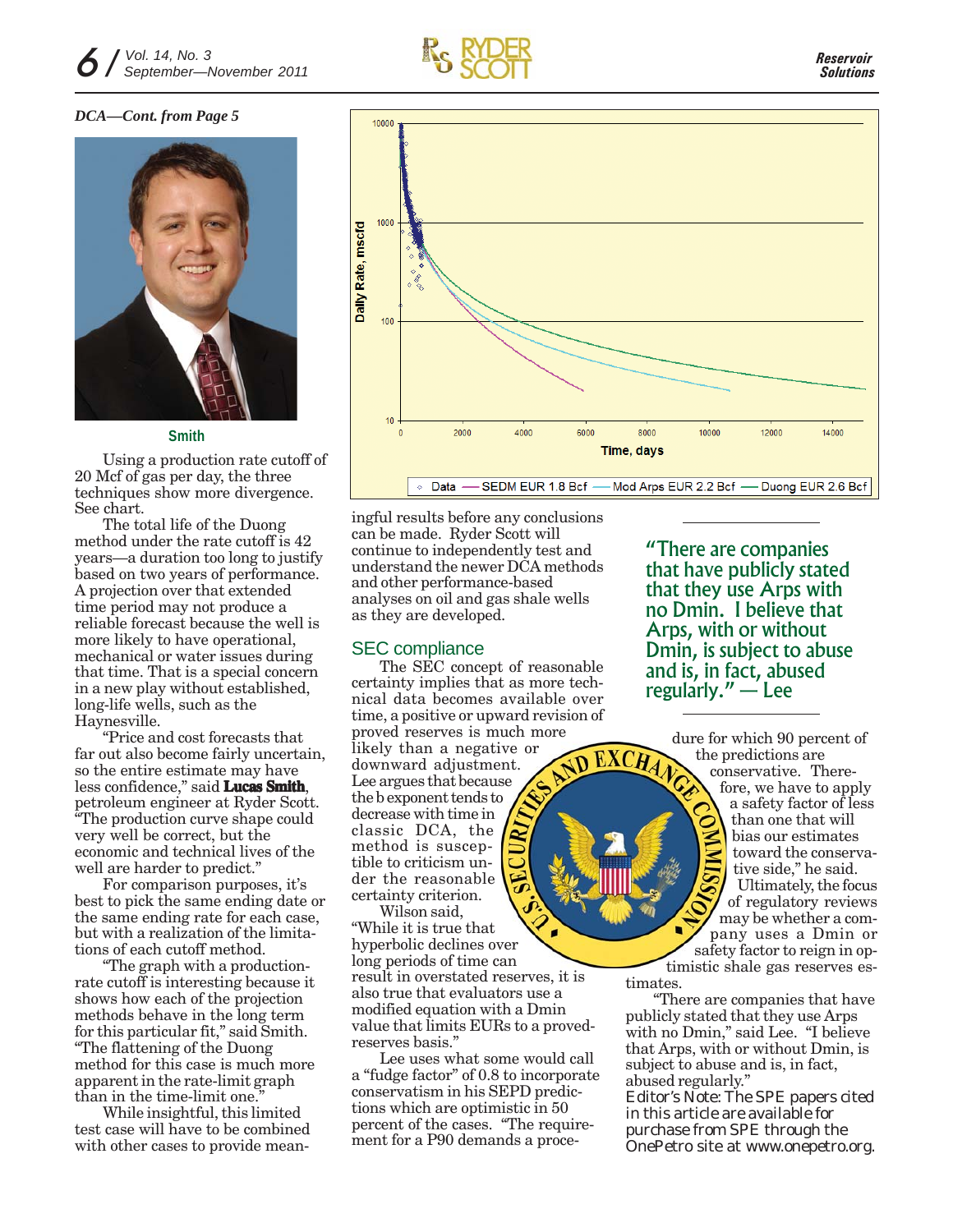*DCA—Cont. from Page 5*

Smith

Using a production rate cutoff of 20 Mcf of gas per day, the three techniques show more divergence. See chart.

The total life of the Duong method under the rate cutoff is 42 years—a duration too long to justify based on two years of performance. A projection over that extended time period may not produce a reliable forecast because the well is more likely to have operational, mechanical or water issues during that time. That is a special concern in a new play without established, long-life wells, such as the Haynesville.

"Price and cost forecasts that far out also become fairly uncertain, so the entire estimate may have less confidence," said **Lucas Smith**, petroleum engineer at Ryder Scott. "The production curve shape could very well be correct, but the economic and technical lives of the well are harder to predict."

For comparison purposes, it's best to pick the same ending date or the same ending rate for each case, but with a realization of the limitations of each cutoff method.

"The graph with a production-rate cutoff is interesting because it shows how each of the projection methods behave in the long term for this particular fit," said Smith. "The flattening of the Duong method for this case is much more apparent in the rate-limit graph than in the time-limit one."

While insightful, this limited test case will have to be combined with other cases to provide meaningful results before any conclusions can be made. Ryder Scott will continue to independently test and understand the newer DCA methods and other performance-based analyses on oil and gas shale wells as they are developed.

Daily Rate, mscfd vs. Time, days — Data; SEDM EUR 1.8 Bcf; Mod Arps EUR 2.2 Bcf; Duong EUR 2.6 Bcf

## SEC compliance

The SEC concept of reasonable certainty implies that as more technical data becomes available over time, a positive or upward revision of proved reserves is much more likely than a negative or downward adjustment. Lee argues that because the b exponent tends to decrease with time in classic DCA, the method is susceptible to criticism under the reasonable certainty criterion.

Wilson said, "While it is true that hyperbolic declines over long periods of time can result in overstated reserves, it is also true that evaluators use a modified equation with a Dmin value that limits EURs to a proved-reserves basis."

Lee uses what some would call a "fudge factor" of 0.8 to incorporate conservatism in his SEPD predictions which are optimistic in 50 percent of the cases. "The requirement for a P90 demands a procedure for which 90 percent of the predictions are conservative. Therefore, we have to apply a safety factor of less than one that will bias our estimates toward the conservative side," he said.

Ultimately, the focus of regulatory reviews may be whether a company uses a Dmin or safety factor to reign in optimistic shale gas reserves estimates.

"There are companies that have publicly stated that they use Arps with no Dmin," said Lee. "I believe that Arps, with or without Dmin, is subject to abuse and is, in fact, abused regularly."

> **"There are companies that have publicly stated that they use Arps with no Dmin. I believe that Arps, with or without Dmin, is subject to abuse and is, in fact, abused regularly." — Lee**

*Editor's Note: The SPE papers cited in this article are available for purchase from SPE through the OnePetro site at www.onepetro.org.*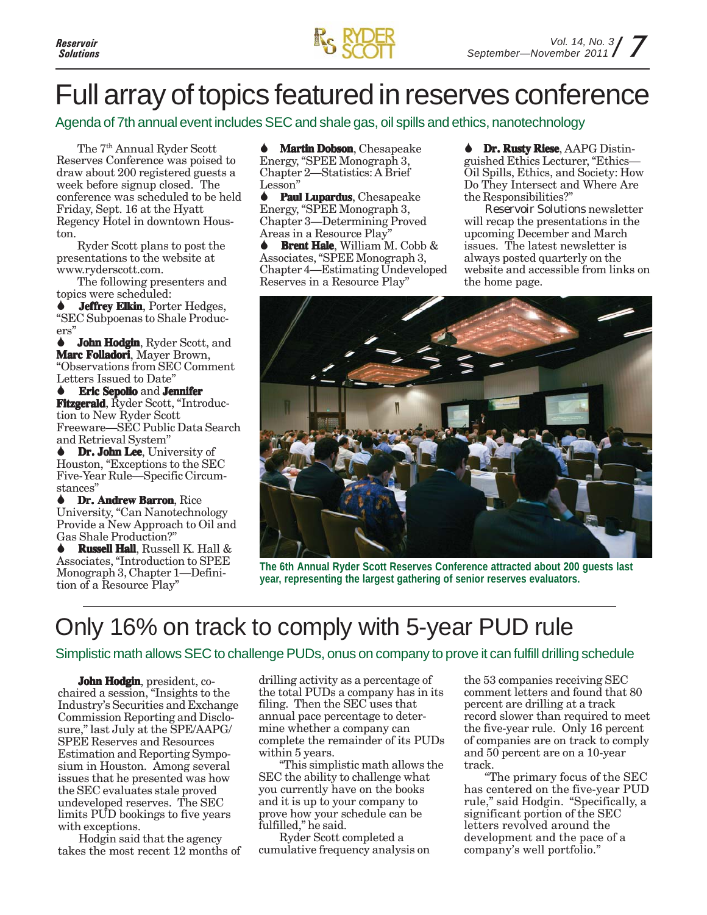# Full array of topics featured in reserves conference

## Agenda of 7th annual event includes SEC and shale gas, oil spills and ethics, nanotechnology

The 7th Annual Ryder Scott Reserves Conference was poised to draw about 200 registered guests a week before signup closed. The conference was scheduled to be held Friday, Sept. 16 at the Hyatt Regency Hotel in downtown Houston.

Ryder Scott plans to post the presentations to the website at www.ryderscott.com.

The following presenters and topics were scheduled:

- **Jeffrey Elkin**, Porter Hedges, "SEC Subpoenas to Shale Producers"
- **John Hodgin**, Ryder Scott, and **Marc Folladori**, Mayer Brown, "Observations from SEC Comment Letters Issued to Date"
- **Eric Sepolio** and **Jennifer Fitzgerald**, Ryder Scott, "Introduction to New Ryder Scott Freeware—SEC Public Data Search and Retrieval System"
- **Dr. John Lee**, University of Houston, "Exceptions to the SEC Five-Year Rule—Specific Circumstances"
- **Dr. Andrew Barron**, Rice University, "Can Nanotechnology Provide a New Approach to Oil and Gas Shale Production?"
- **Russell Hall**, Russell K. Hall & Associates, "Introduction to SPEE Monograph 3, Chapter 1—Definition of a Resource Play"
- **Martin Dobson**, Chesapeake Energy, "SPEE Monograph 3, Chapter 2—Statistics: A Brief Lesson"
- **Paul Lupardus**, Chesapeake Energy, "SPEE Monograph 3, Chapter 3—Determining Proved Areas in a Resource Play"
- **Brent Hale**, William M. Cobb & Associates, "SPEE Monograph 3, Chapter 4—Estimating Undeveloped Reserves in a Resource Play"
- **Dr. Rusty Riese**, AAPG Distinguished Ethics Lecturer, "Ethics—Oil Spills, Ethics, and Society: How Do They Intersect and Where Are the Responsibilities?"

*Reservoir Solutions* newsletter will recap the presentations in the upcoming December and March issues. The latest newsletter is always posted quarterly on the website and accessible from links on the home page.

**The 6th Annual Ryder Scott Reserves Conference attracted about 200 guests last year, representing the largest gathering of senior reserves evaluators.**

---

# Only 16% on track to comply with 5-year PUD rule

## Simplistic math allows SEC to challenge PUDs, onus on company to prove it can fulfill drilling schedule

**John Hodgin**, president, co-chaired a session, "Insights to the Industry's Securities and Exchange Commission Reporting and Disclosure," last July at the SPE/AAPG/SPEE Reserves and Resources Estimation and Reporting Symposium in Houston. Among several issues that he presented was how the SEC evaluates stale proved undeveloped reserves. The SEC limits PUD bookings to five years with exceptions.

Hodgin said that the agency takes the most recent 12 months of drilling activity as a percentage of the total PUDs a company has in its filing. Then the SEC uses that annual pace percentage to determine whether a company can complete the remainder of its PUDs within 5 years.

"This simplistic math allows the SEC the ability to challenge what you currently have on the books and it is up to your company to prove how your schedule can be fulfilled," he said.

Ryder Scott completed a cumulative frequency analysis on the 53 companies receiving SEC comment letters and found that 80 percent are drilling at a track record slower than required to meet the five-year rule. Only 16 percent of companies are on track to comply and 50 percent are on a 10-year track.

"The primary focus of the SEC has centered on the five-year PUD rule," said Hodgin. "Specifically, a significant portion of the SEC letters revolved around the development and the pace of a company's well portfolio."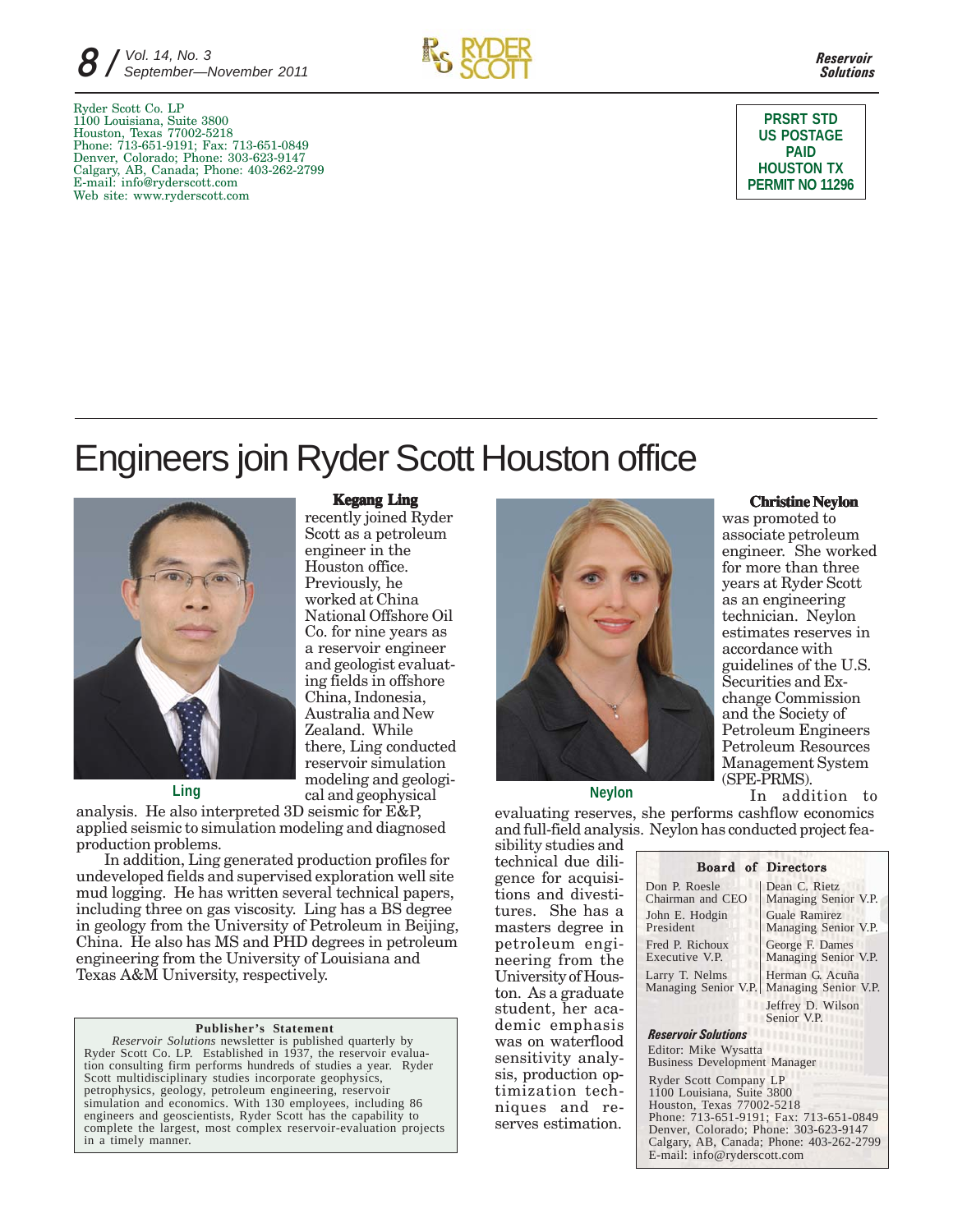Ryder Scott Co. LP
1100 Louisiana, Suite 3800
Houston, Texas 77002-5218
Phone: 713-651-9191; Fax: 713-651-0849
Denver, Colorado; Phone: 303-623-9147
Calgary, AB, Canada; Phone: 403-262-2799
E-mail: info@ryderscott.com
Web site: www.ryderscott.com

PRSRT STD
US POSTAGE
PAID
HOUSTON TX
PERMIT NO 11296

# Engineers join Ryder Scott Houston office

Ling

**Kegang Ling** recently joined Ryder Scott as a petroleum engineer in the Houston office. Previously, he worked at China National Offshore Oil Co. for nine years as a reservoir engineer and geologist evaluating fields in offshore China, Indonesia, Australia and New Zealand. While there, Ling conducted reservoir simulation modeling and geological and geophysical analysis. He also interpreted 3D seismic for E&P, applied seismic to simulation modeling and diagnosed production problems.

In addition, Ling generated production profiles for undeveloped fields and supervised exploration well site mud logging. He has written several technical papers, including three on gas viscosity. Ling has a BS degree in geology from the University of Petroleum in Beijing, China. He also has MS and PHD degrees in petroleum engineering from the University of Louisiana and Texas A&M University, respectively.

Neylon

**Christine Neylon** was promoted to associate petroleum engineer. She worked for more than three years at Ryder Scott as an engineering technician. Neylon estimates reserves in accordance with guidelines of the U.S. Securities and Exchange Commission and the Society of Petroleum Engineers Petroleum Resources Management System (SPE-PRMS).

In addition to evaluating reserves, she performs cashflow economics and full-field analysis. Neylon has conducted project feasibility studies and technical due diligence for acquisitions and divestitures. She has a masters degree in petroleum engineering from the University of Houston. As a graduate student, her academic emphasis was on waterflood sensitivity analysis, production optimization techniques and reserves estimation.

**Publisher's Statement**

*Reservoir Solutions* newsletter is published quarterly by Ryder Scott Co. LP. Established in 1937, the reservoir evaluation consulting firm performs hundreds of studies a year. Ryder Scott multidisciplinary studies incorporate geophysics, petrophysics, geology, petroleum engineering, reservoir simulation and economics. With 130 employees, including 86 engineers and geoscientists, Ryder Scott has the capability to complete the largest, most complex reservoir-evaluation projects in a timely manner.

**Board of Directors**

Don P. Roesle
Chairman and CEO

John E. Hodgin
President

Fred P. Richoux
Executive V.P.

Larry T. Nelms
Managing Senior V.P.

Dean C. Rietz
Managing Senior V.P.

Guale Ramirez
Managing Senior V.P.

George F. Dames
Managing Senior V.P.

Herman G. Acuña
Managing Senior V.P.

Jeffrey D. Wilson
Senior V.P.

***Reservoir Solutions***

Editor: Mike Wysatta
Business Development Manager

Ryder Scott Company LP
1100 Louisiana, Suite 3800
Houston, Texas 77002-5218
Phone: 713-651-9191; Fax: 713-651-0849
Denver, Colorado; Phone: 303-623-9147
Calgary, AB, Canada; Phone: 403-262-2799
E-mail: info@ryderscott.com